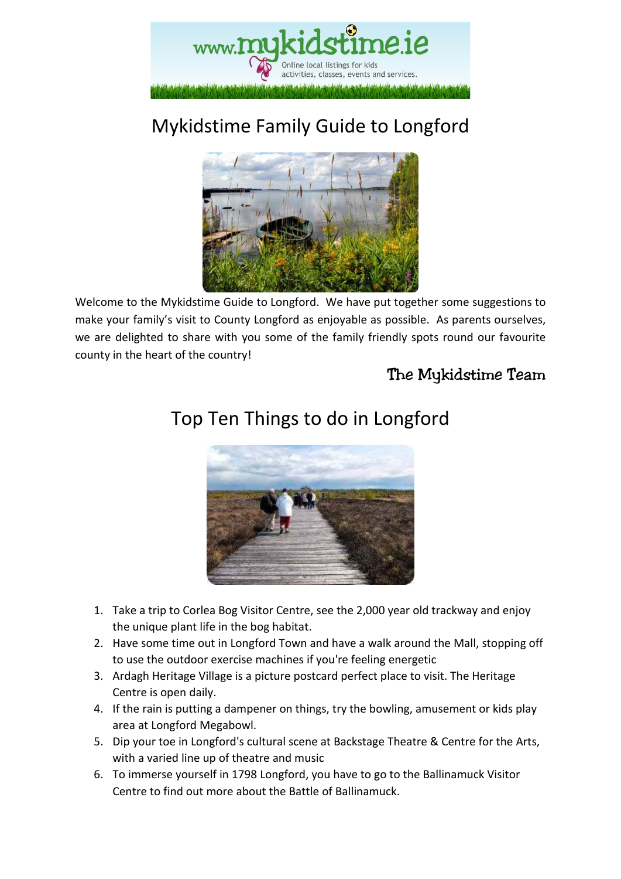# Mykidstime Family Guide to Longford

Welcome to the Mykidstime Guide to Longford. We have put together some suggestions to make your family's visit to County Longford as enjoyable as possible. As parents ourselves, we are delighted to share with you some of the family friendly spots round our favourite county in the heart of the country!

The Mykidstime Team

## Top Ten Things to do in Longford

1. Take a trip to Corlea Bog Visitor Centre, see the 2,000 year old trackway and enjoy the unique plant life in the bog habitat.
2. Have some time out in Longford Town and have a walk around the Mall, stopping off to use the outdoor exercise machines if you're feeling energetic
3. Ardagh Heritage Village is a picture postcard perfect place to visit. The Heritage Centre is open daily.
4. If the rain is putting a dampener on things, try the bowling, amusement or kids play area at Longford Megabowl.
5. Dip your toe in Longford's cultural scene at Backstage Theatre & Centre for the Arts, with a varied line up of theatre and music
6. To immerse yourself in 1798 Longford, you have to go to the Ballinamuck Visitor Centre to find out more about the Battle of Ballinamuck.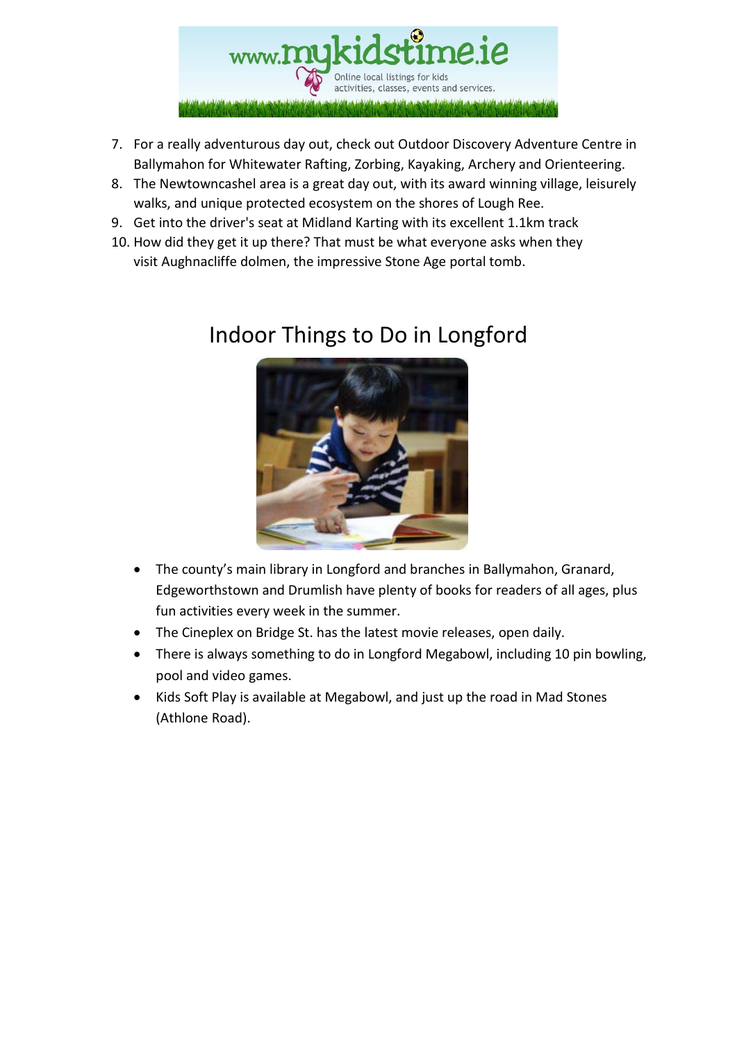7. For a really adventurous day out, check out Outdoor Discovery Adventure Centre in Ballymahon for Whitewater Rafting, Zorbing, Kayaking, Archery and Orienteering.
8. The Newtowncashel area is a great day out, with its award winning village, leisurely walks, and unique protected ecosystem on the shores of Lough Ree.
9. Get into the driver's seat at Midland Karting with its excellent 1.1km track
10. How did they get it up there? That must be what everyone asks when they visit Aughnacliffe dolmen, the impressive Stone Age portal tomb.

## Indoor Things to Do in Longford

- The county's main library in Longford and branches in Ballymahon, Granard, Edgeworthstown and Drumlish have plenty of books for readers of all ages, plus fun activities every week in the summer.
- The Cineplex on Bridge St. has the latest movie releases, open daily.
- There is always something to do in Longford Megabowl, including 10 pin bowling, pool and video games.
- Kids Soft Play is available at Megabowl, and just up the road in Mad Stones (Athlone Road).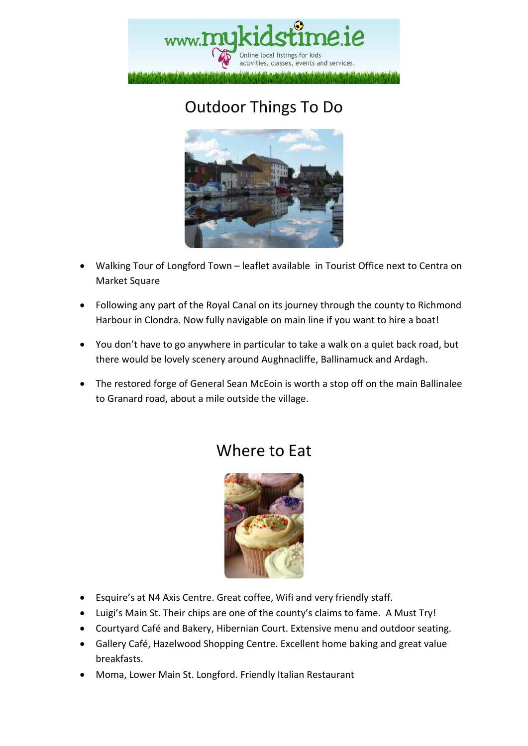## Outdoor Things To Do

- Walking Tour of Longford Town – leaflet available in Tourist Office next to Centra on Market Square
- Following any part of the Royal Canal on its journey through the county to Richmond Harbour in Clondra. Now fully navigable on main line if you want to hire a boat!
- You don't have to go anywhere in particular to take a walk on a quiet back road, but there would be lovely scenery around Aughnacliffe, Ballinamuck and Ardagh.
- The restored forge of General Sean McEoin is worth a stop off on the main Ballinalee to Granard road, about a mile outside the village.

## Where to Eat

- Esquire's at N4 Axis Centre. Great coffee, Wifi and very friendly staff.
- Luigi's Main St. Their chips are one of the county's claims to fame. A Must Try!
- Courtyard Café and Bakery, Hibernian Court. Extensive menu and outdoor seating.
- Gallery Café, Hazelwood Shopping Centre. Excellent home baking and great value breakfasts.
- Moma, Lower Main St. Longford. Friendly Italian Restaurant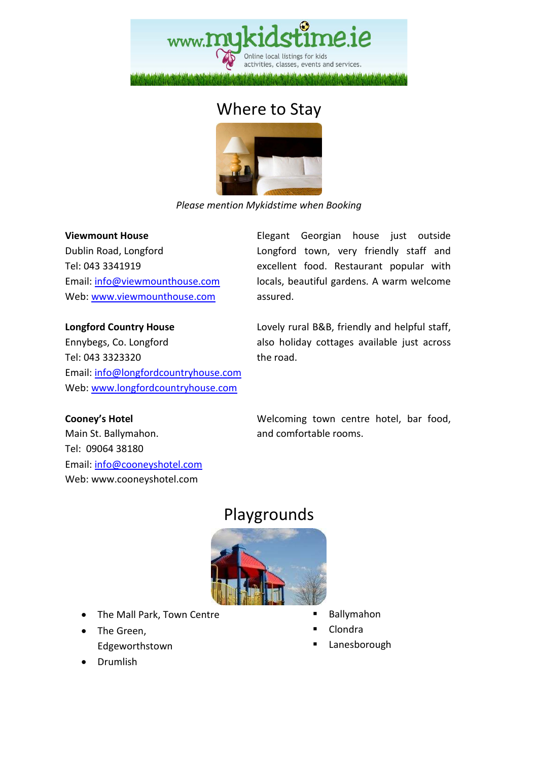# Where to Stay

*Please mention Mykidstime when Booking*

**Viewmount House**
Dublin Road, Longford
Tel: 043 3341919
Email: info@viewmounthouse.com
Web: www.viewmounthouse.com

Elegant Georgian house just outside Longford town, very friendly staff and excellent food. Restaurant popular with locals, beautiful gardens. A warm welcome assured.

**Longford Country House**
Ennybegs, Co. Longford
Tel: 043 3323320
Email: info@longfordcountryhouse.com
Web: www.longfordcountryhouse.com

Lovely rural B&B, friendly and helpful staff, also holiday cottages available just across the road.

**Cooney's Hotel**
Main St. Ballymahon.
Tel: 09064 38180
Email: info@cooneyshotel.com
Web: www.cooneyshotel.com

Welcoming town centre hotel, bar food, and comfortable rooms.

# Playgrounds

- The Mall Park, Town Centre
- The Green, Edgeworthstown
- Drumlish
- Ballymahon
- Clondra
- Lanesborough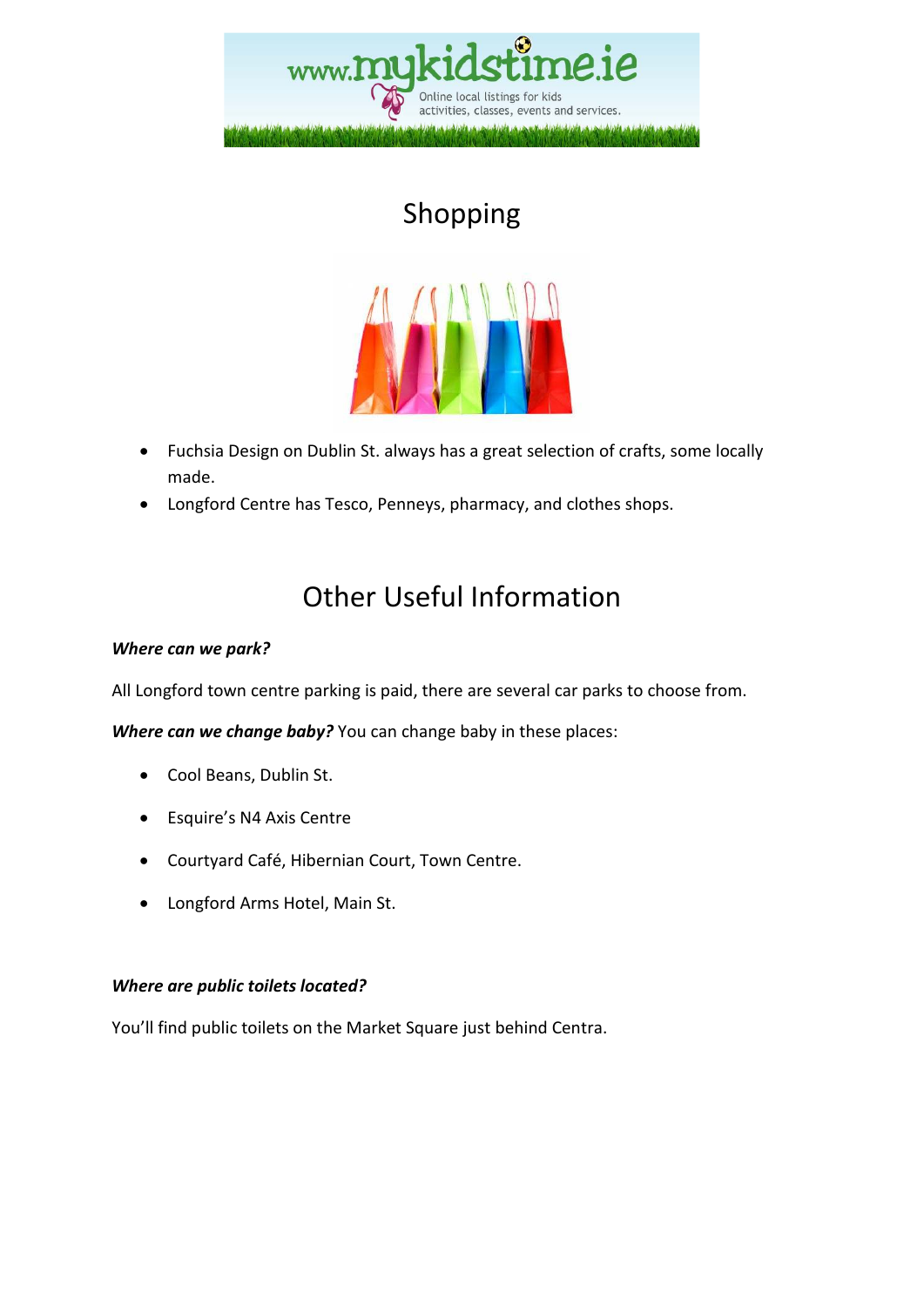# Shopping

- Fuchsia Design on Dublin St. always has a great selection of crafts, some locally made.
- Longford Centre has Tesco, Penneys, pharmacy, and clothes shops.

# Other Useful Information

***Where can we park?***

All Longford town centre parking is paid, there are several car parks to choose from.

***Where can we change baby?*** You can change baby in these places:

- Cool Beans, Dublin St.
- Esquire's N4 Axis Centre
- Courtyard Café, Hibernian Court, Town Centre.
- Longford Arms Hotel, Main St.

***Where are public toilets located?***

You'll find public toilets on the Market Square just behind Centra.